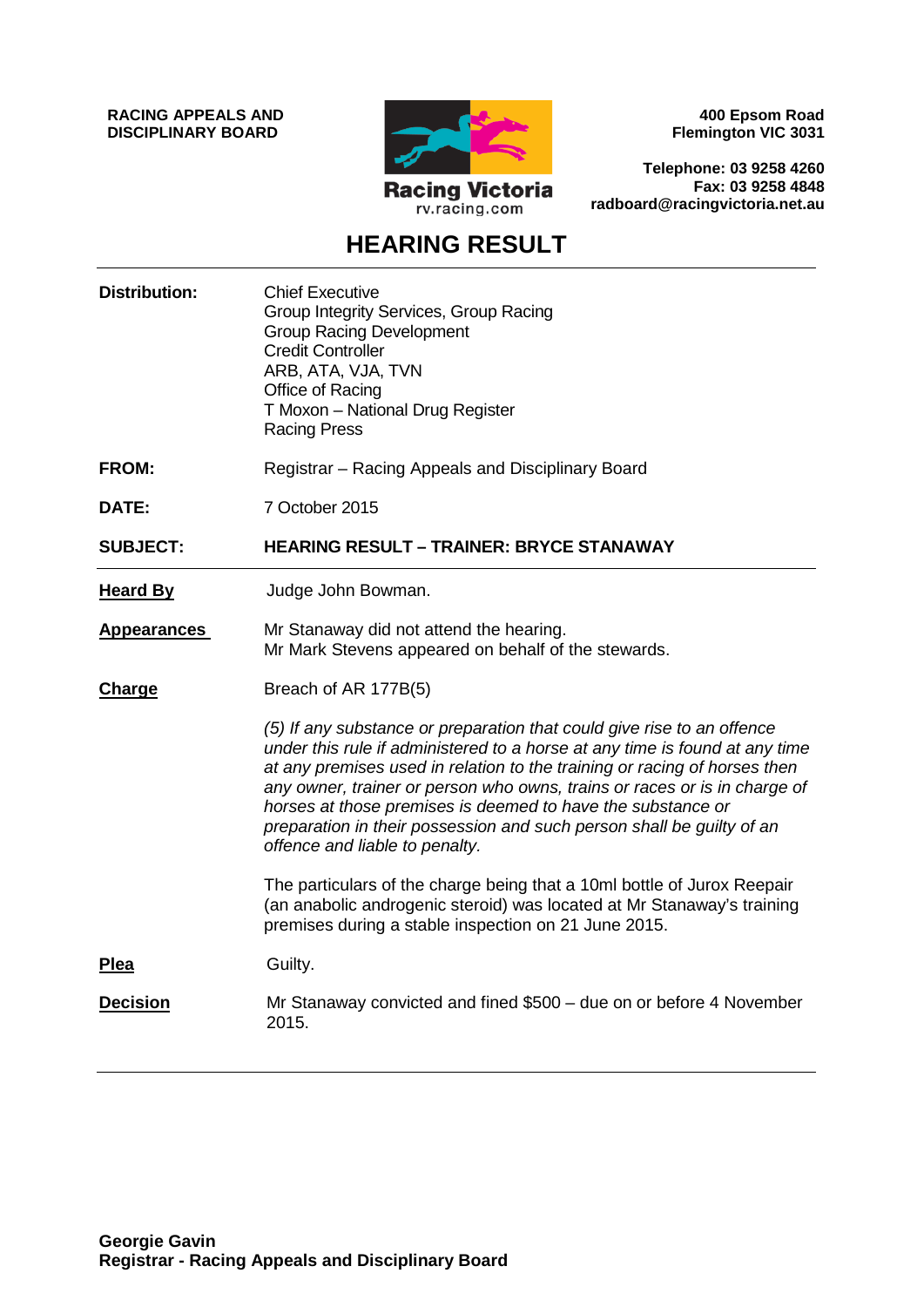**RACING APPEALS AND DISCIPLINARY BOARD**

Racing Victoria
rv.racing.com

**400 Epsom Road**
**Flemington VIC 3031**

**Telephone: 03 9258 4260**
**Fax: 03 9258 4848**
**radboard@racingvictoria.net.au**

# HEARING RESULT

**Distribution:** Chief Executive
Group Integrity Services, Group Racing
Group Racing Development
Credit Controller
ARB, ATA, VJA, TVN
Office of Racing
T Moxon – National Drug Register
Racing Press

**FROM:** Registrar – Racing Appeals and Disciplinary Board

**DATE:** 7 October 2015

**SUBJECT:** **HEARING RESULT – TRAINER: BRYCE STANAWAY**

---

**Heard By** Judge John Bowman.

**Appearances** Mr Stanaway did not attend the hearing.
Mr Mark Stevens appeared on behalf of the stewards.

**Charge** Breach of AR 177B(5)

*(5) If any substance or preparation that could give rise to an offence under this rule if administered to a horse at any time is found at any time at any premises used in relation to the training or racing of horses then any owner, trainer or person who owns, trains or races or is in charge of horses at those premises is deemed to have the substance or preparation in their possession and such person shall be guilty of an offence and liable to penalty.*

The particulars of the charge being that a 10ml bottle of Jurox Reepair (an anabolic androgenic steroid) was located at Mr Stanaway's training premises during a stable inspection on 21 June 2015.

**Plea** Guilty.

**Decision** Mr Stanaway convicted and fined $500 – due on or before 4 November 2015.

---

**Georgie Gavin**
**Registrar - Racing Appeals and Disciplinary Board**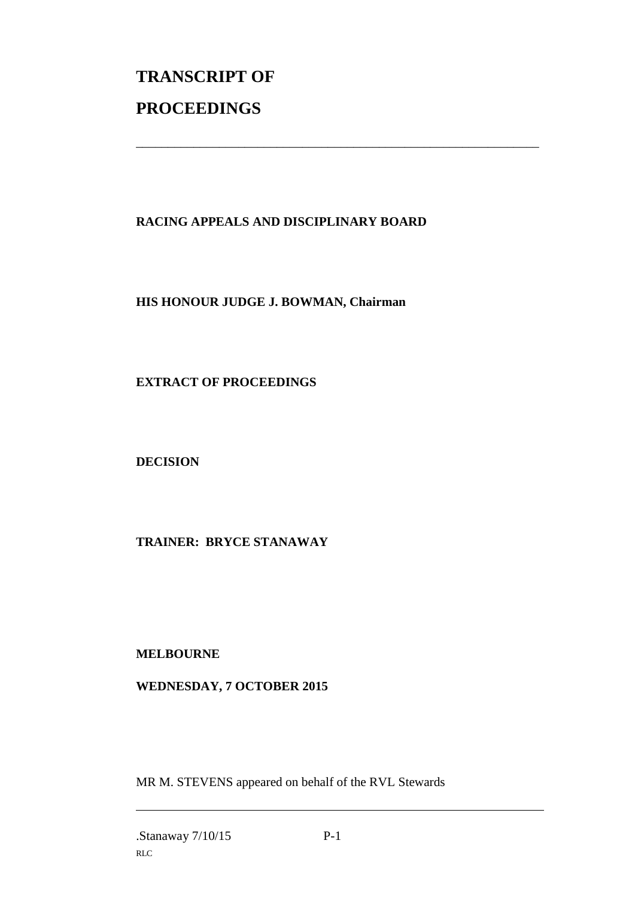# TRANSCRIPT OF

# PROCEEDINGS

---

**RACING APPEALS AND DISCIPLINARY BOARD**

**HIS HONOUR JUDGE J. BOWMAN, Chairman**

**EXTRACT OF PROCEEDINGS**

**DECISION**

**TRAINER: BRYCE STANAWAY**

**MELBOURNE**

**WEDNESDAY, 7 OCTOBER 2015**

MR M. STEVENS appeared on behalf of the RVL Stewards

---

.Stanaway 7/10/15

RLC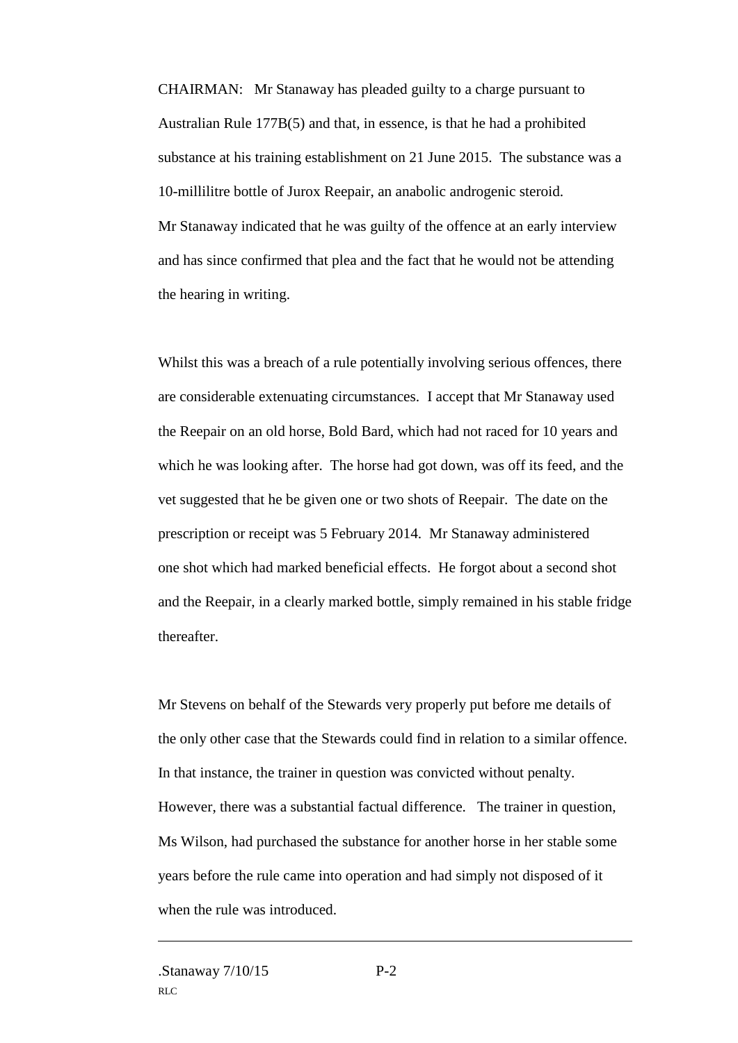CHAIRMAN: Mr Stanaway has pleaded guilty to a charge pursuant to Australian Rule 177B(5) and that, in essence, is that he had a prohibited substance at his training establishment on 21 June 2015. The substance was a 10-millilitre bottle of Jurox Reepair, an anabolic androgenic steroid. Mr Stanaway indicated that he was guilty of the offence at an early interview and has since confirmed that plea and the fact that he would not be attending the hearing in writing.

Whilst this was a breach of a rule potentially involving serious offences, there are considerable extenuating circumstances. I accept that Mr Stanaway used the Reepair on an old horse, Bold Bard, which had not raced for 10 years and which he was looking after. The horse had got down, was off its feed, and the vet suggested that he be given one or two shots of Reepair. The date on the prescription or receipt was 5 February 2014. Mr Stanaway administered one shot which had marked beneficial effects. He forgot about a second shot and the Reepair, in a clearly marked bottle, simply remained in his stable fridge thereafter.

Mr Stevens on behalf of the Stewards very properly put before me details of the only other case that the Stewards could find in relation to a similar offence. In that instance, the trainer in question was convicted without penalty. However, there was a substantial factual difference. The trainer in question, Ms Wilson, had purchased the substance for another horse in her stable some years before the rule came into operation and had simply not disposed of it when the rule was introduced.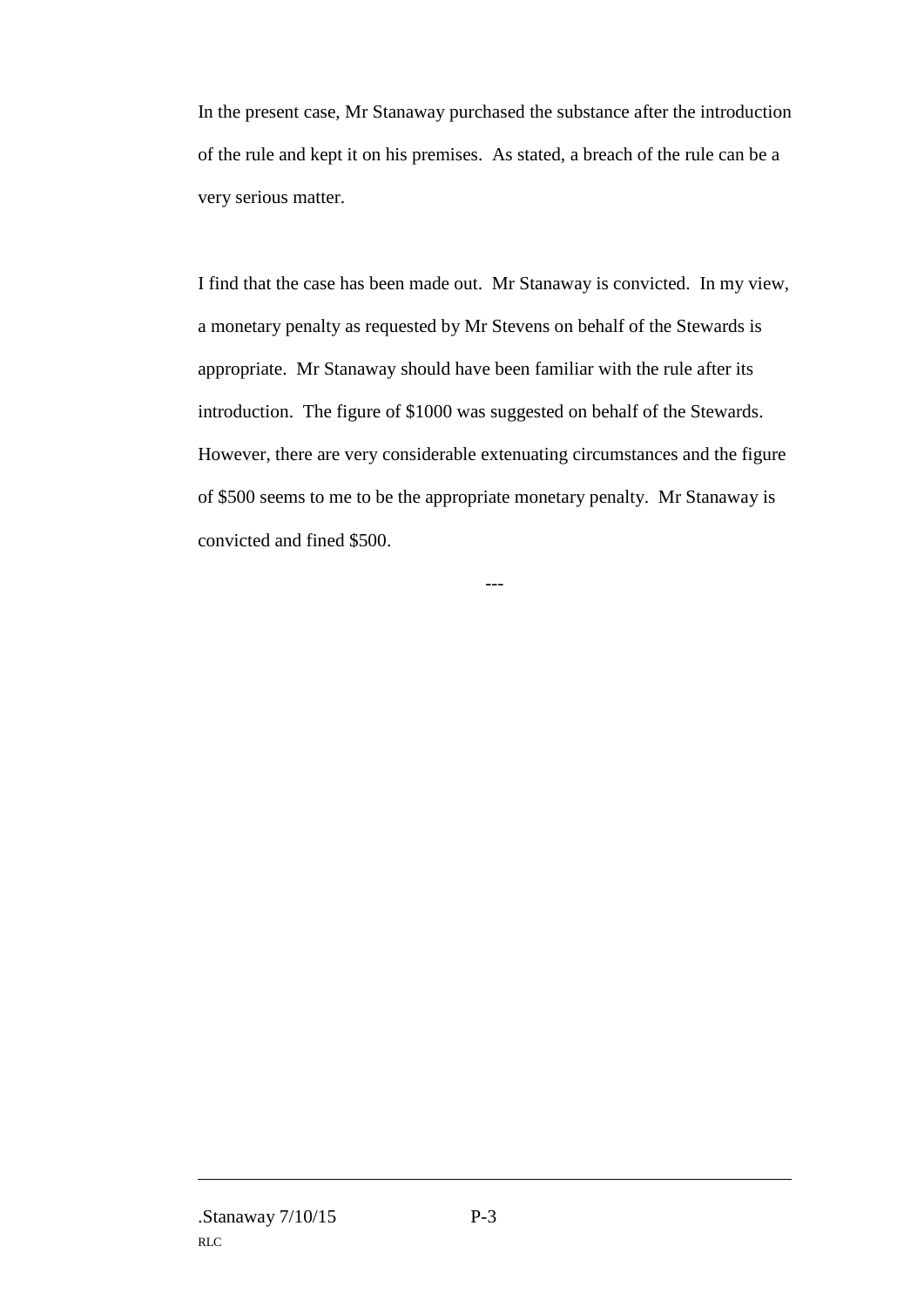In the present case, Mr Stanaway purchased the substance after the introduction of the rule and kept it on his premises. As stated, a breach of the rule can be a very serious matter.

I find that the case has been made out. Mr Stanaway is convicted. In my view, a monetary penalty as requested by Mr Stevens on behalf of the Stewards is appropriate. Mr Stanaway should have been familiar with the rule after its introduction. The figure of $1000 was suggested on behalf of the Stewards. However, there are very considerable extenuating circumstances and the figure of $500 seems to me to be the appropriate monetary penalty. Mr Stanaway is convicted and fined $500.

---